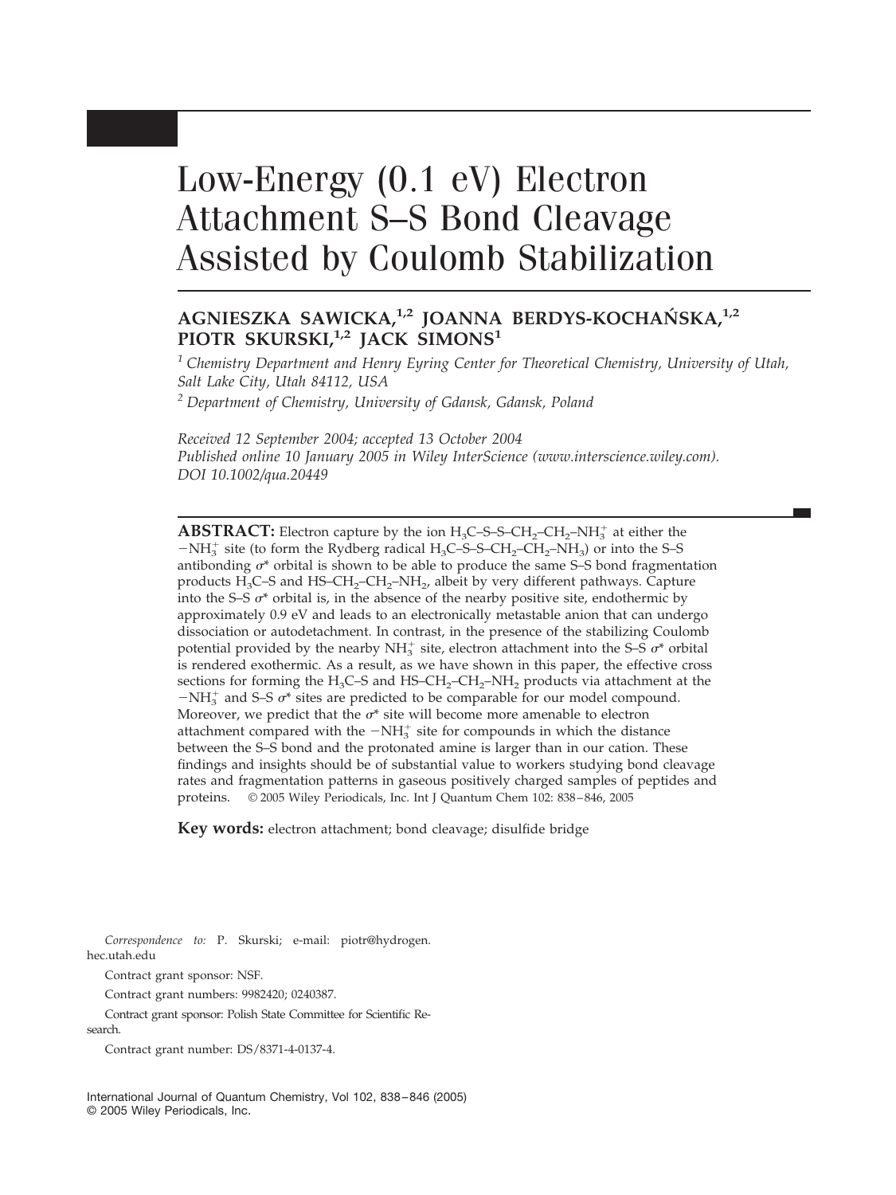# Low-Energy (0.1 eV) Electron Attachment S–S Bond Cleavage Assisted by Coulomb Stabilization

**AGNIESZKA SAWICKA,[1,2] JOANNA BERDYS-KOCHAŃSKA,[1,2] PIOTR SKURSKI,[1,2] JACK SIMONS[1]**

[1] *Chemistry Department and Henry Eyring Center for Theoretical Chemistry, University of Utah, Salt Lake City, Utah 84112, USA*

[2] *Department of Chemistry, University of Gdansk, Gdansk, Poland*

*Received 12 September 2004; accepted 13 October 2004*
*Published online 10 January 2005 in Wiley InterScience (www.interscience.wiley.com).*
*DOI 10.1002/qua.20449*

**ABSTRACT:** Electron capture by the ion $H_3C–S–S–CH_2–CH_2–NH_3^+$ at either the $-NH_3^+$ site (to form the Rydberg radical $H_3C–S–S–CH_2–CH_2–NH_3$) or into the S–S antibonding $\sigma^*$ orbital is shown to be able to produce the same S–S bond fragmentation products $H_3C–S$ and $HS–CH_2–CH_2–NH_2$, albeit by very different pathways. Capture into the S–S $\sigma^*$ orbital is, in the absence of the nearby positive site, endothermic by approximately 0.9 eV and leads to an electronically metastable anion that can undergo dissociation or autodetachment. In contrast, in the presence of the stabilizing Coulomb potential provided by the nearby $NH_3^+$ site, electron attachment into the S–S $\sigma^*$ orbital is rendered exothermic. As a result, as we have shown in this paper, the effective cross sections for forming the $H_3C–S$ and $HS–CH_2–CH_2–NH_2$ products via attachment at the $-NH_3^+$ and S–S $\sigma^*$ sites are predicted to be comparable for our model compound. Moreover, we predict that the $\sigma^*$ site will become more amenable to electron attachment compared with the $-NH_3^+$ site for compounds in which the distance between the S–S bond and the protonated amine is larger than in our cation. These findings and insights should be of substantial value to workers studying bond cleavage rates and fragmentation patterns in gaseous positively charged samples of peptides and proteins. © 2005 Wiley Periodicals, Inc. Int J Quantum Chem 102: 838–846, 2005

**Key words:** electron attachment; bond cleavage; disulfide bridge

*Correspondence to:* P. Skurski; e-mail: piotr@hydrogen.hec.utah.edu

Contract grant sponsor: NSF.

Contract grant numbers: 9982420; 0240387.

Contract grant sponsor: Polish State Committee for Scientific Research.

Contract grant number: DS/8371-4-0137-4.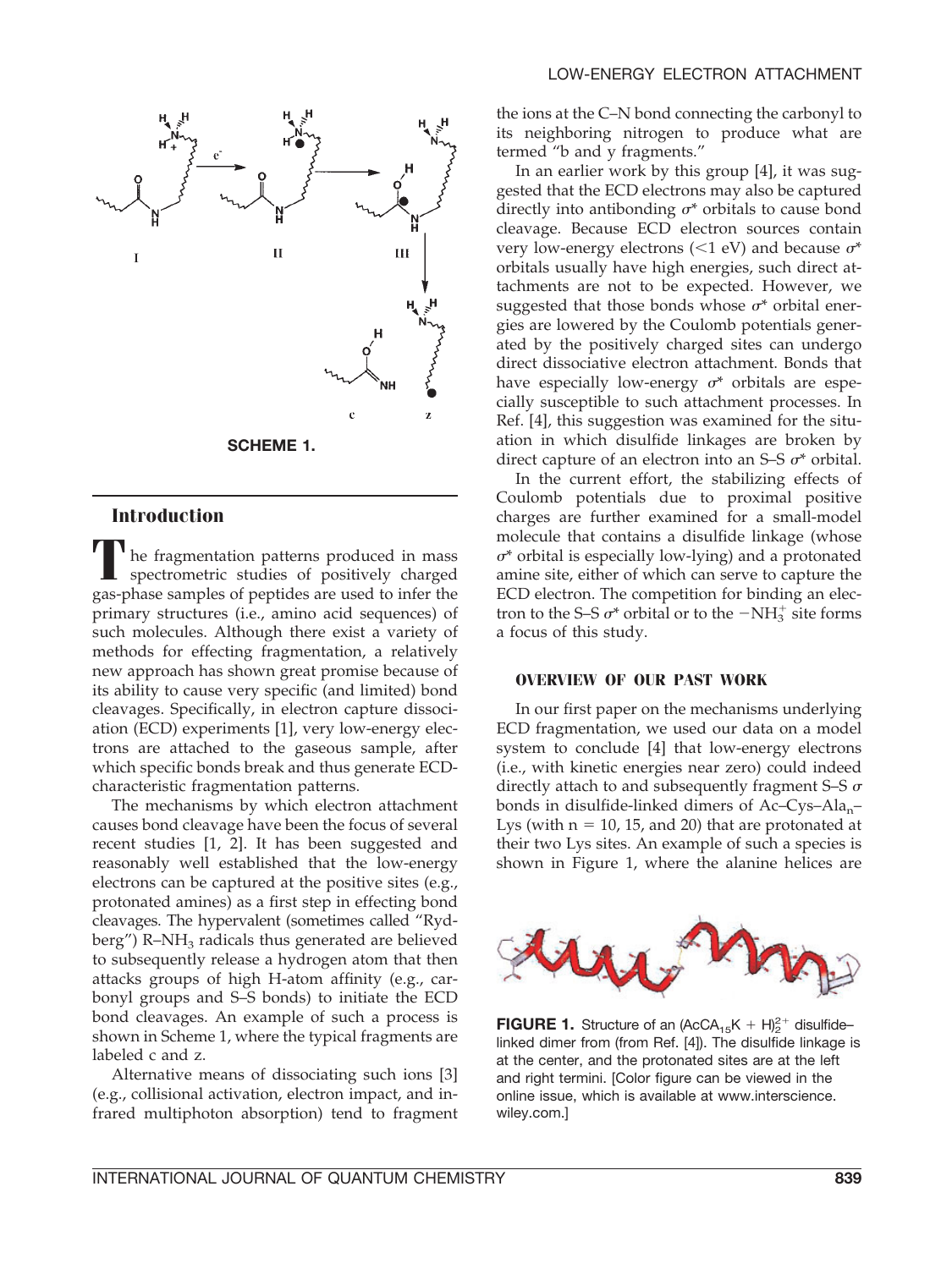**SCHEME 1.**

## Introduction

The fragmentation patterns produced in mass spectrometric studies of positively charged gas-phase samples of peptides are used to infer the primary structures (i.e., amino acid sequences) of such molecules. Although there exist a variety of methods for effecting fragmentation, a relatively new approach has shown great promise because of its ability to cause very specific (and limited) bond cleavages. Specifically, in electron capture dissociation (ECD) experiments [1], very low-energy electrons are attached to the gaseous sample, after which specific bonds break and thus generate ECD-characteristic fragmentation patterns.

The mechanisms by which electron attachment causes bond cleavage have been the focus of several recent studies [1, 2]. It has been suggested and reasonably well established that the low-energy electrons can be captured at the positive sites (e.g., protonated amines) as a first step in effecting bond cleavages. The hypervalent (sometimes called "Rydberg") R–$NH_3$ radicals thus generated are believed to subsequently release a hydrogen atom that then attacks groups of high H-atom affinity (e.g., carbonyl groups and S–S bonds) to initiate the ECD bond cleavages. An example of such a process is shown in Scheme 1, where the typical fragments are labeled c and z.

Alternative means of dissociating such ions [3] (e.g., collisional activation, electron impact, and infrared multiphoton absorption) tend to fragment the ions at the C–N bond connecting the carbonyl to its neighboring nitrogen to produce what are termed "b and y fragments."

In an earlier work by this group [4], it was suggested that the ECD electrons may also be captured directly into antibonding $\sigma^*$ orbitals to cause bond cleavage. Because ECD electron sources contain very low-energy electrons (<1 eV) and because $\sigma^*$ orbitals usually have high energies, such direct attachments are not to be expected. However, we suggested that those bonds whose $\sigma^*$ orbital energies are lowered by the Coulomb potentials generated by the positively charged sites can undergo direct dissociative electron attachment. Bonds that have especially low-energy $\sigma^*$ orbitals are especially susceptible to such attachment processes. In Ref. [4], this suggestion was examined for the situation in which disulfide linkages are broken by direct capture of an electron into an S–S $\sigma^*$ orbital.

In the current effort, the stabilizing effects of Coulomb potentials due to proximal positive charges are further examined for a small-model molecule that contains a disulfide linkage (whose $\sigma^*$ orbital is especially low-lying) and a protonated amine site, either of which can serve to capture the ECD electron. The competition for binding an electron to the S–S $\sigma^*$ orbital or to the $-NH_3^+$ site forms a focus of this study.

### OVERVIEW OF OUR PAST WORK

In our first paper on the mechanisms underlying ECD fragmentation, we used our data on a model system to conclude [4] that low-energy electrons (i.e., with kinetic energies near zero) could indeed directly attach to and subsequently fragment S–S $\sigma$ bonds in disulfide-linked dimers of Ac–Cys–$Ala_n$–Lys (with n = 10, 15, and 20) that are protonated at their two Lys sites. An example of such a species is shown in Figure 1, where the alanine helices are

**FIGURE 1.** Structure of an $(AcCA_{15}K + H)_2^{2+}$ disulfide–linked dimer from (from Ref. [4]). The disulfide linkage is at the center, and the protonated sites are at the left and right termini. [Color figure can be viewed in the online issue, which is available at www.interscience.wiley.com.]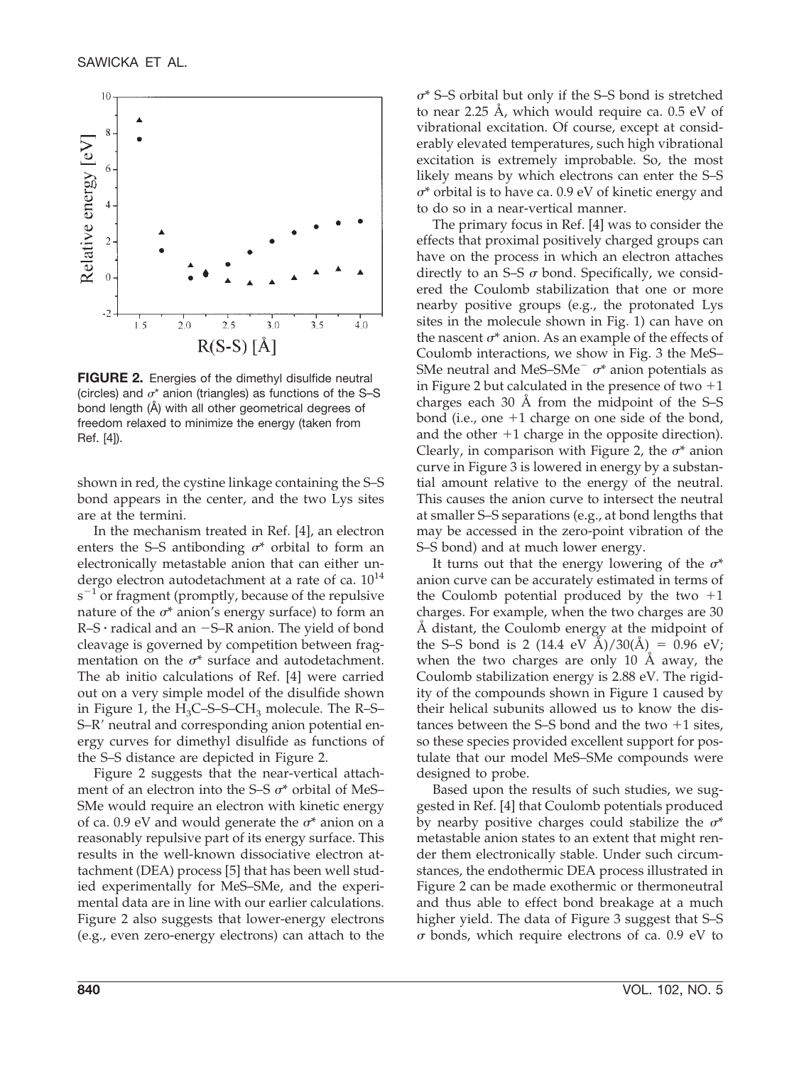**FIGURE 2.** Energies of the dimethyl disulfide neutral (circles) and $\sigma^*$ anion (triangles) as functions of the S–S bond length (Å) with all other geometrical degrees of freedom relaxed to minimize the energy (taken from Ref. [4]).

shown in red, the cystine linkage containing the S–S bond appears in the center, and the two Lys sites are at the termini.

In the mechanism treated in Ref. [4], an electron enters the S–S antibonding $\sigma^*$ orbital to form an electronically metastable anion that can either undergo electron autodetachment at a rate of ca. $10^{14}$ $s^{-1}$ or fragment (promptly, because of the repulsive nature of the $\sigma^*$ anion's energy surface) to form an R–S· radical and an −S–R anion. The yield of bond cleavage is governed by competition between fragmentation on the $\sigma^*$ surface and autodetachment. The ab initio calculations of Ref. [4] were carried out on a very simple model of the disulfide shown in Figure 1, the $H_3C$–S–S–$CH_3$ molecule. The R–S–S–R′ neutral and corresponding anion potential energy curves for dimethyl disulfide as functions of the S–S distance are depicted in Figure 2.

Figure 2 suggests that the near-vertical attachment of an electron into the S–S $\sigma^*$ orbital of MeS–SMe would require an electron with kinetic energy of ca. 0.9 eV and would generate the $\sigma^*$ anion on a reasonably repulsive part of its energy surface. This results in the well-known dissociative electron attachment (DEA) process [5] that has been well studied experimentally for MeS–SMe, and the experimental data are in line with our earlier calculations. Figure 2 also suggests that lower-energy electrons (e.g., even zero-energy electrons) can attach to the $\sigma^*$ S–S orbital but only if the S–S bond is stretched to near 2.25 Å, which would require ca. 0.5 eV of vibrational excitation. Of course, except at considerably elevated temperatures, such high vibrational excitation is extremely improbable. So, the most likely means by which electrons can enter the S–S $\sigma^*$ orbital is to have ca. 0.9 eV of kinetic energy and to do so in a near-vertical manner.

The primary focus in Ref. [4] was to consider the effects that proximal positively charged groups can have on the process in which an electron attaches directly to an S–S $\sigma$ bond. Specifically, we considered the Coulomb stabilization that one or more nearby positive groups (e.g., the protonated Lys sites in the molecule shown in Fig. 1) can have on the nascent $\sigma^*$ anion. As an example of the effects of Coulomb interactions, we show in Fig. 3 the MeS–SMe neutral and MeS–SMe$^-$ $\sigma^*$ anion potentials as in Figure 2 but calculated in the presence of two +1 charges each 30 Å from the midpoint of the S–S bond (i.e., one +1 charge on one side of the bond, and the other +1 charge in the opposite direction). Clearly, in comparison with Figure 2, the $\sigma^*$ anion curve in Figure 3 is lowered in energy by a substantial amount relative to the energy of the neutral. This causes the anion curve to intersect the neutral at smaller S–S separations (e.g., at bond lengths that may be accessed in the zero-point vibration of the S–S bond) and at much lower energy.

It turns out that the energy lowering of the $\sigma^*$ anion curve can be accurately estimated in terms of the Coulomb potential produced by the two +1 charges. For example, when the two charges are 30 Å distant, the Coulomb energy at the midpoint of the S–S bond is 2 (14.4 eV Å)/30(Å) = 0.96 eV; when the two charges are only 10 Å away, the Coulomb stabilization energy is 2.88 eV. The rigidity of the compounds shown in Figure 1 caused by their helical subunits allowed us to know the distances between the S–S bond and the two +1 sites, so these species provided excellent support for postulate that our model MeS–SMe compounds were designed to probe.

Based upon the results of such studies, we suggested in Ref. [4] that Coulomb potentials produced by nearby positive charges could stabilize the $\sigma^*$ metastable anion states to an extent that might render them electronically stable. Under such circumstances, the endothermic DEA process illustrated in Figure 2 can be made exothermic or thermoneutral and thus able to effect bond breakage at a much higher yield. The data of Figure 3 suggest that S–S $\sigma$ bonds, which require electrons of ca. 0.9 eV to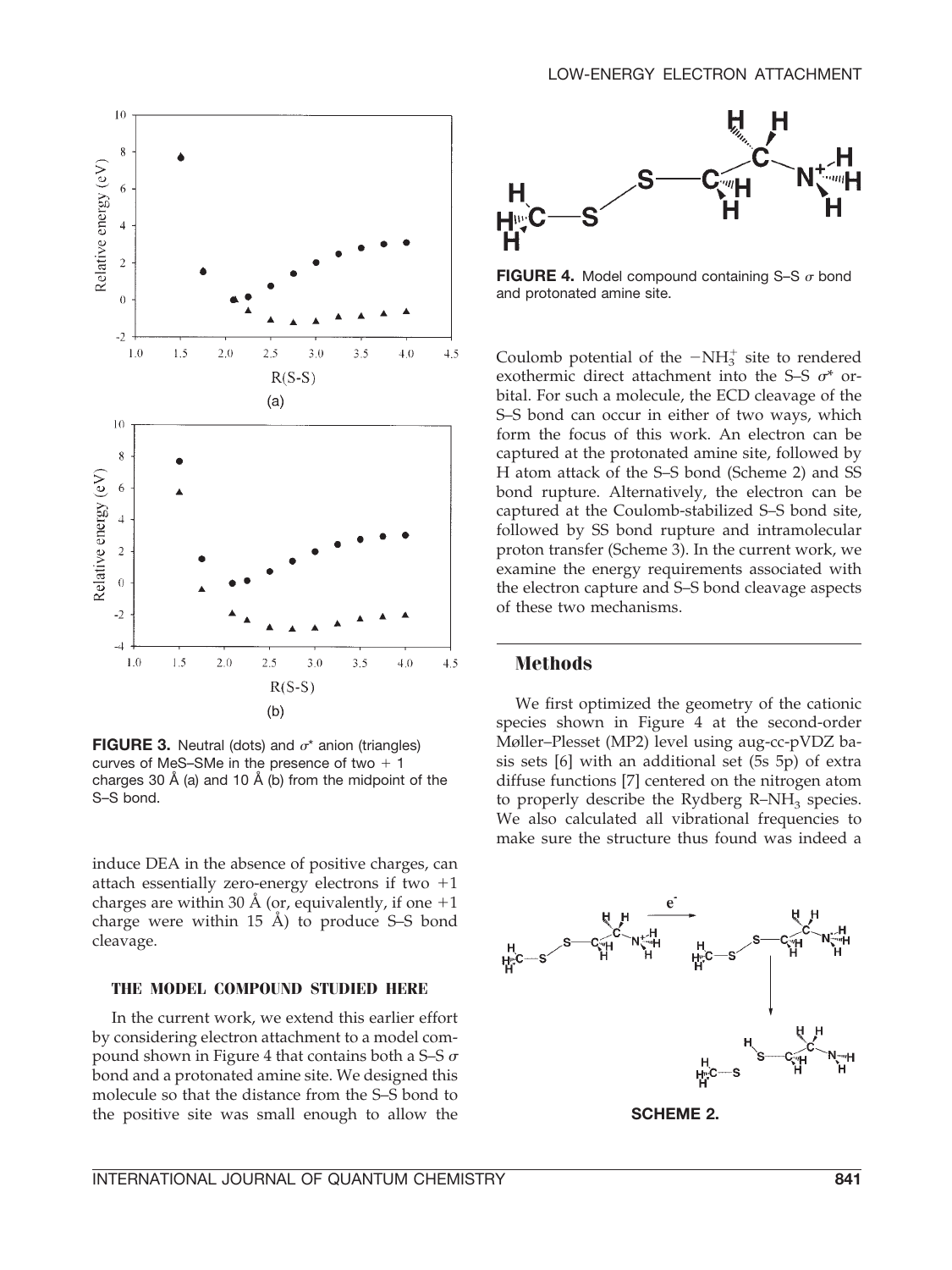**FIGURE 3.** Neutral (dots) and $\sigma^*$ anion (triangles) curves of MeS–SMe in the presence of two + 1 charges 30 Å (a) and 10 Å (b) from the midpoint of the S–S bond.

induce DEA in the absence of positive charges, can attach essentially zero-energy electrons if two +1 charges are within 30 Å (or, equivalently, if one +1 charge were within 15 Å) to produce S–S bond cleavage.

### THE MODEL COMPOUND STUDIED HERE

In the current work, we extend this earlier effort by considering electron attachment to a model compound shown in Figure 4 that contains both a S–S $\sigma$ bond and a protonated amine site. We designed this molecule so that the distance from the S–S bond to the positive site was small enough to allow the Coulomb potential of the $-NH_3^+$ site to rendered exothermic direct attachment into the S–S $\sigma^*$ orbital. For such a molecule, the ECD cleavage of the S–S bond can occur in either of two ways, which form the focus of this work. An electron can be captured at the protonated amine site, followed by H atom attack of the S–S bond (Scheme 2) and SS bond rupture. Alternatively, the electron can be captured at the Coulomb-stabilized S–S bond site, followed by SS bond rupture and intramolecular proton transfer (Scheme 3). In the current work, we examine the energy requirements associated with the electron capture and S–S bond cleavage aspects of these two mechanisms.

**FIGURE 4.** Model compound containing S–S $\sigma$ bond and protonated amine site.

## Methods

We first optimized the geometry of the cationic species shown in Figure 4 at the second-order Møller–Plesset (MP2) level using aug-cc-pVDZ basis sets [6] with an additional set (5s 5p) of extra diffuse functions [7] centered on the nitrogen atom to properly describe the Rydberg R–$NH_3$ species. We also calculated all vibrational frequencies to make sure the structure thus found was indeed a

**SCHEME 2.**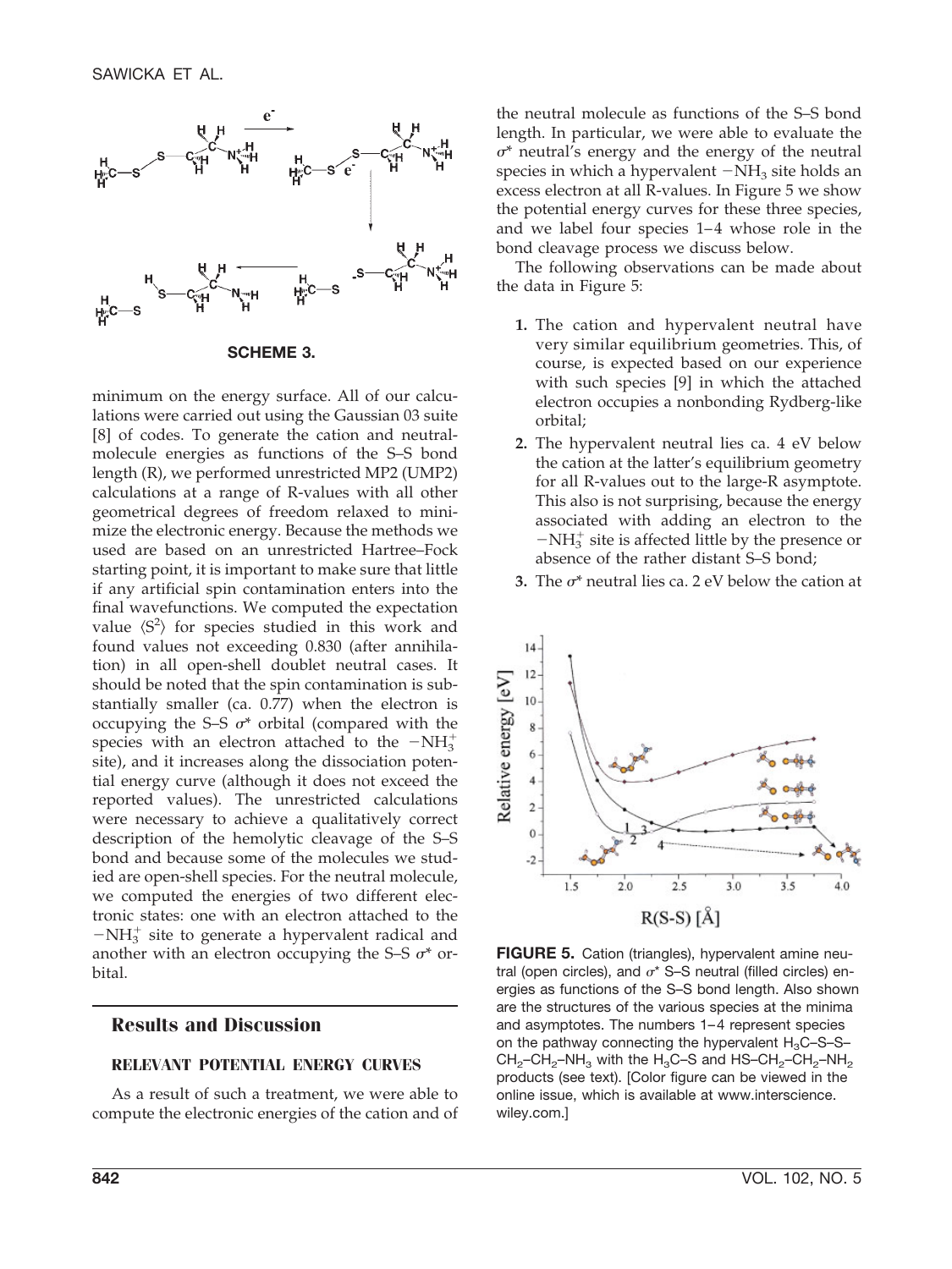**SCHEME 3.**

minimum on the energy surface. All of our calculations were carried out using the Gaussian 03 suite [8] of codes. To generate the cation and neutral-molecule energies as functions of the S–S bond length (R), we performed unrestricted MP2 (UMP2) calculations at a range of R-values with all other geometrical degrees of freedom relaxed to minimize the electronic energy. Because the methods we used are based on an unrestricted Hartree–Fock starting point, it is important to make sure that little if any artificial spin contamination enters into the final wavefunctions. We computed the expectation value $\langle S^2 \rangle$ for species studied in this work and found values not exceeding 0.830 (after annihilation) in all open-shell doublet neutral cases. It should be noted that the spin contamination is substantially smaller (ca. 0.77) when the electron is occupying the S–S $\sigma^*$ orbital (compared with the species with an electron attached to the $-NH_3^+$ site), and it increases along the dissociation potential energy curve (although it does not exceed the reported values). The unrestricted calculations were necessary to achieve a qualitatively correct description of the hemolytic cleavage of the S–S bond and because some of the molecules we studied are open-shell species. For the neutral molecule, we computed the energies of two different electronic states: one with an electron attached to the $-NH_3^+$ site to generate a hypervalent radical and another with an electron occupying the S–S $\sigma^*$ orbital.

## Results and Discussion

### RELEVANT POTENTIAL ENERGY CURVES

As a result of such a treatment, we were able to compute the electronic energies of the cation and of the neutral molecule as functions of the S–S bond length. In particular, we were able to evaluate the $\sigma^*$ neutral's energy and the energy of the neutral species in which a hypervalent $-NH_3$ site holds an excess electron at all R-values. In Figure 5 we show the potential energy curves for these three species, and we label four species 1–4 whose role in the bond cleavage process we discuss below.

The following observations can be made about the data in Figure 5:

1. The cation and hypervalent neutral have very similar equilibrium geometries. This, of course, is expected based on our experience with such species [9] in which the attached electron occupies a nonbonding Rydberg-like orbital;
2. The hypervalent neutral lies ca. 4 eV below the cation at the latter's equilibrium geometry for all R-values out to the large-R asymptote. This also is not surprising, because the energy associated with adding an electron to the $-NH_3^+$ site is affected little by the presence or absence of the rather distant S–S bond;
3. The $\sigma^*$ neutral lies ca. 2 eV below the cation at

**FIGURE 5.** Cation (triangles), hypervalent amine neutral (open circles), and $\sigma^*$ S–S neutral (filled circles) energies as functions of the S–S bond length. Also shown are the structures of the various species at the minima and asymptotes. The numbers 1–4 represent species on the pathway connecting the hypervalent $H_3C–S–S–CH_2–CH_2–NH_3$ with the $H_3C–S$ and $HS–CH_2–CH_2–NH_2$ products (see text). [Color figure can be viewed in the online issue, which is available at www.interscience.wiley.com.]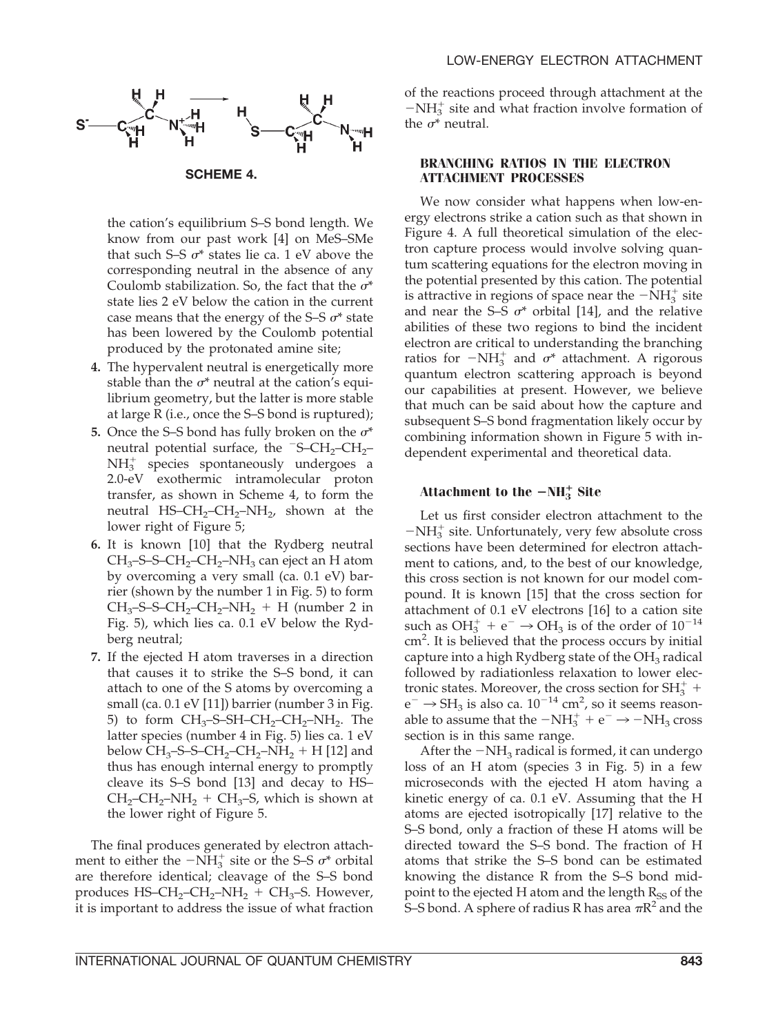SCHEME 4.

the cation's equilibrium S–S bond length. We know from our past work [4] on MeS–SMe that such S–S $\sigma^*$ states lie ca. 1 eV above the corresponding neutral in the absence of any Coulomb stabilization. So, the fact that the $\sigma^*$ state lies 2 eV below the cation in the current case means that the energy of the S–S $\sigma^*$ state has been lowered by the Coulomb potential produced by the protonated amine site;

4. The hypervalent neutral is energetically more stable than the $\sigma^*$ neutral at the cation's equilibrium geometry, but the latter is more stable at large R (i.e., once the S–S bond is ruptured);
5. Once the S–S bond has fully broken on the $\sigma^*$ neutral potential surface, the $^{-}$S–$CH_2$–$CH_2$–$NH_3^+$ species spontaneously undergoes a 2.0-eV exothermic intramolecular proton transfer, as shown in Scheme 4, to form the neutral HS–$CH_2$–$CH_2$–$NH_2$, shown at the lower right of Figure 5;
6. It is known [10] that the Rydberg neutral $CH_3$–S–S–$CH_2$–$CH_2$–$NH_3$ can eject an H atom by overcoming a very small (ca. 0.1 eV) barrier (shown by the number 1 in Fig. 5) to form $CH_3$–S–S–$CH_2$–$CH_2$–$NH_2$ + H (number 2 in Fig. 5), which lies ca. 0.1 eV below the Rydberg neutral;
7. If the ejected H atom traverses in a direction that causes it to strike the S–S bond, it can attach to one of the S atoms by overcoming a small (ca. 0.1 eV [11]) barrier (number 3 in Fig. 5) to form $CH_3$–S–SH–$CH_2$–$CH_2$–$NH_2$. The latter species (number 4 in Fig. 5) lies ca. 1 eV below $CH_3$–S–S–$CH_2$–$CH_2$–$NH_2$ + H [12] and thus has enough internal energy to promptly cleave its S–S bond [13] and decay to HS–$CH_2$–$CH_2$–$NH_2$ + $CH_3$–S, which is shown at the lower right of Figure 5.

The final produces generated by electron attachment to either the $-NH_3^+$ site or the S–S $\sigma^*$ orbital are therefore identical; cleavage of the S–S bond produces HS–$CH_2$–$CH_2$–$NH_2$ + $CH_3$–S. However, it is important to address the issue of what fraction of the reactions proceed through attachment at the $-NH_3^+$ site and what fraction involve formation of the $\sigma^*$ neutral.

## BRANCHING RATIOS IN THE ELECTRON ATTACHMENT PROCESSES

We now consider what happens when low-energy electrons strike a cation such as that shown in Figure 4. A full theoretical simulation of the electron capture process would involve solving quantum scattering equations for the electron moving in the potential presented by this cation. The potential is attractive in regions of space near the $-NH_3^+$ site and near the S–S $\sigma^*$ orbital [14], and the relative abilities of these two regions to bind the incident electron are critical to understanding the branching ratios for $-NH_3^+$ and $\sigma^*$ attachment. A rigorous quantum electron scattering approach is beyond our capabilities at present. However, we believe that much can be said about how the capture and subsequent S–S bond fragmentation likely occur by combining information shown in Figure 5 with independent experimental and theoretical data.

### Attachment to the $-NH_3^+$ Site

Let us first consider electron attachment to the $-NH_3^+$ site. Unfortunately, very few absolute cross sections have been determined for electron attachment to cations, and, to the best of our knowledge, this cross section is not known for our model compound. It is known [15] that the cross section for attachment of 0.1 eV electrons [16] to a cation site such as $OH_3^+ + e^- \rightarrow OH_3$ is of the order of $10^{-14}$ $cm^2$. It is believed that the process occurs by initial capture into a high Rydberg state of the $OH_3$ radical followed by radiationless relaxation to lower electronic states. Moreover, the cross section for $SH_3^+ + e^- \rightarrow SH_3$ is also ca. $10^{-14}$ $cm^2$, so it seems reasonable to assume that the $-NH_3^+ + e^- \rightarrow -NH_3$ cross section is in this same range.

After the $-NH_3$ radical is formed, it can undergo loss of an H atom (species 3 in Fig. 5) in a few microseconds with the ejected H atom having a kinetic energy of ca. 0.1 eV. Assuming that the H atoms are ejected isotropically [17] relative to the S–S bond, only a fraction of these H atoms will be directed toward the S–S bond. The fraction of H atoms that strike the S–S bond can be estimated knowing the distance R from the S–S bond midpoint to the ejected H atom and the length $R_{SS}$ of the S–S bond. A sphere of radius R has area $\pi R^2$ and the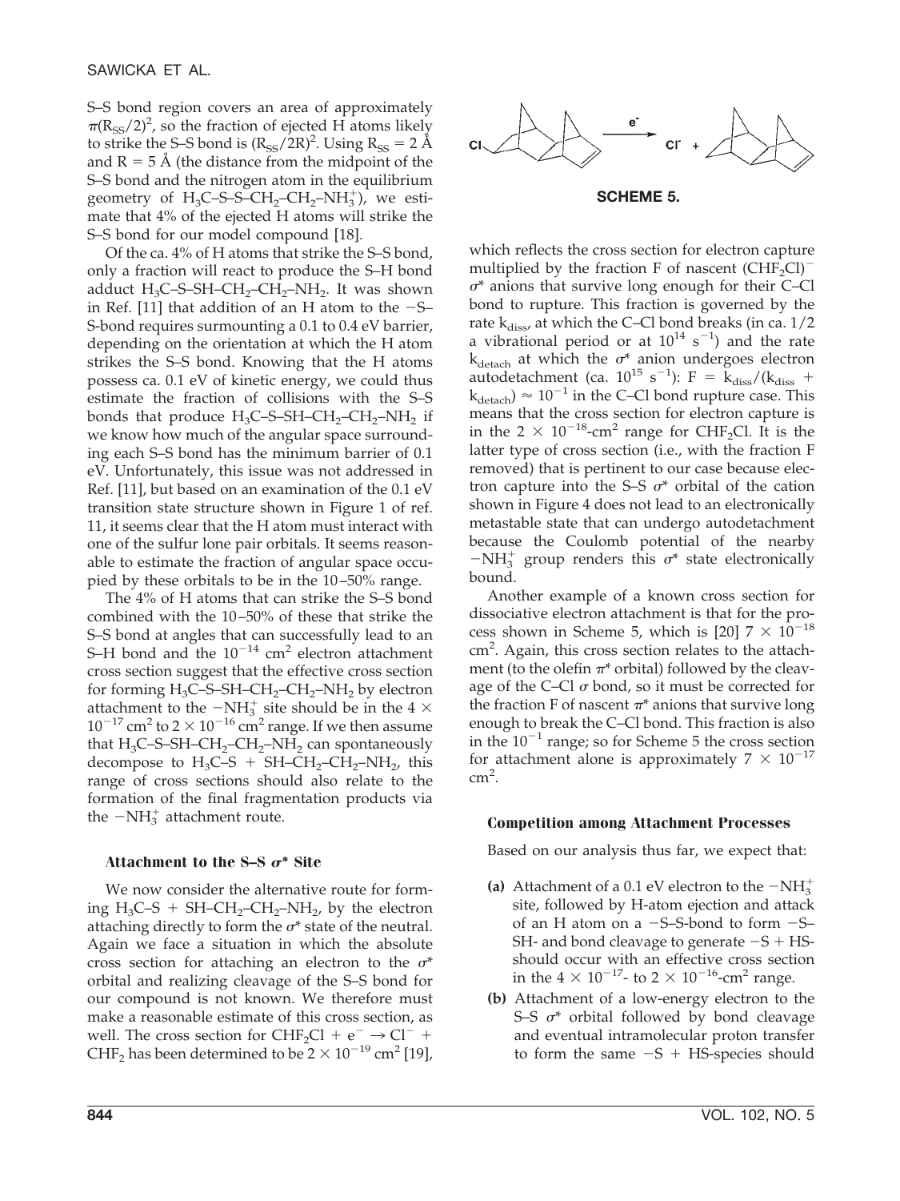S–S bond region covers an area of approximately $\pi(R_{SS}/2)^2$, so the fraction of ejected H atoms likely to strike the S–S bond is $(R_{SS}/2R)^2$. Using $R_{SS} = 2$ Å and $R = 5$ Å (the distance from the midpoint of the S–S bond and the nitrogen atom in the equilibrium geometry of $H_3C$–S–S–$CH_2$–$CH_2$–$NH_3^+$), we estimate that 4% of the ejected H atoms will strike the S–S bond for our model compound [18].

Of the ca. 4% of H atoms that strike the S–S bond, only a fraction will react to produce the S–H bond adduct $H_3C$–S–SH–$CH_2$–$CH_2$–$NH_2$. It was shown in Ref. [11] that addition of an H atom to the −S–S-bond requires surmounting a 0.1 to 0.4 eV barrier, depending on the orientation at which the H atom strikes the S–S bond. Knowing that the H atoms possess ca. 0.1 eV of kinetic energy, we could thus estimate the fraction of collisions with the S–S bonds that produce $H_3C$–S–SH–$CH_2$–$CH_2$–$NH_2$ if we know how much of the angular space surrounding each S–S bond has the minimum barrier of 0.1 eV. Unfortunately, this issue was not addressed in Ref. [11], but based on an examination of the 0.1 eV transition state structure shown in Figure 1 of ref. 11, it seems clear that the H atom must interact with one of the sulfur lone pair orbitals. It seems reasonable to estimate the fraction of angular space occupied by these orbitals to be in the 10–50% range.

The 4% of H atoms that can strike the S–S bond combined with the 10–50% of these that strike the S–S bond at angles that can successfully lead to an S–H bond and the $10^{-14}$ cm$^2$ electron attachment cross section suggest that the effective cross section for forming $H_3C$–S–SH–$CH_2$–$CH_2$–$NH_2$ by electron attachment to the $-NH_3^+$ site should be in the $4 \times 10^{-17}$ cm$^2$ to $2 \times 10^{-16}$ cm$^2$ range. If we then assume that $H_3C$–S–SH–$CH_2$–$CH_2$–$NH_2$ can spontaneously decompose to $H_3C$–S + SH–$CH_2$–$CH_2$–$NH_2$, this range of cross sections should also relate to the formation of the final fragmentation products via the $-NH_3^+$ attachment route.

### Attachment to the S–S $\sigma^*$ Site

We now consider the alternative route for forming $H_3C$–S + SH–$CH_2$–$CH_2$–$NH_2$, by the electron attaching directly to form the $\sigma^*$ state of the neutral. Again we face a situation in which the absolute cross section for attaching an electron to the $\sigma^*$ orbital and realizing cleavage of the S–S bond for our compound is not known. We therefore must make a reasonable estimate of this cross section, as well. The cross section for $CHF_2Cl + e^- \rightarrow Cl^- + CHF_2$ has been determined to be $2 \times 10^{-19}$ cm$^2$ [19],

SCHEME 5.

which reflects the cross section for electron capture multiplied by the fraction F of nascent $(CHF_2Cl)^-$ $\sigma^*$ anions that survive long enough for their C–Cl bond to rupture. This fraction is governed by the rate $k_{diss}$, at which the C–Cl bond breaks (in ca. 1/2 a vibrational period or at $10^{14}$ s$^{-1}$) and the rate $k_{detach}$ at which the $\sigma^*$ anion undergoes electron autodetachment (ca. $10^{15}$ s$^{-1}$): $F = k_{diss}/(k_{diss} + k_{detach}) \approx 10^{-1}$ in the C–Cl bond rupture case. This means that the cross section for electron capture is in the $2 \times 10^{-18}$-cm$^2$ range for $CHF_2Cl$. It is the latter type of cross section (i.e., with the fraction F removed) that is pertinent to our case because electron capture into the S–S $\sigma^*$ orbital of the cation shown in Figure 4 does not lead to an electronically metastable state that can undergo autodetachment because the Coulomb potential of the nearby $-NH_3^+$ group renders this $\sigma^*$ state electronically bound.

Another example of a known cross section for dissociative electron attachment is that for the process shown in Scheme 5, which is [20] $7 \times 10^{-18}$ cm$^2$. Again, this cross section relates to the attachment (to the olefin $\pi^*$ orbital) followed by the cleavage of the C–Cl $\sigma$ bond, so it must be corrected for the fraction F of nascent $\pi^*$ anions that survive long enough to break the C–Cl bond. This fraction is also in the $10^{-1}$ range; so for Scheme 5 the cross section for attachment alone is approximately $7 \times 10^{-17}$ cm$^2$.

### Competition among Attachment Processes

Based on our analysis thus far, we expect that:

- **(a)** Attachment of a 0.1 eV electron to the $-NH_3^+$ site, followed by H-atom ejection and attack of an H atom on a −S–S-bond to form −S–SH- and bond cleavage to generate −S + HS- should occur with an effective cross section in the $4 \times 10^{-17}$- to $2 \times 10^{-16}$-cm$^2$ range.
- **(b)** Attachment of a low-energy electron to the S–S $\sigma^*$ orbital followed by bond cleavage and eventual intramolecular proton transfer to form the same −S + HS-species should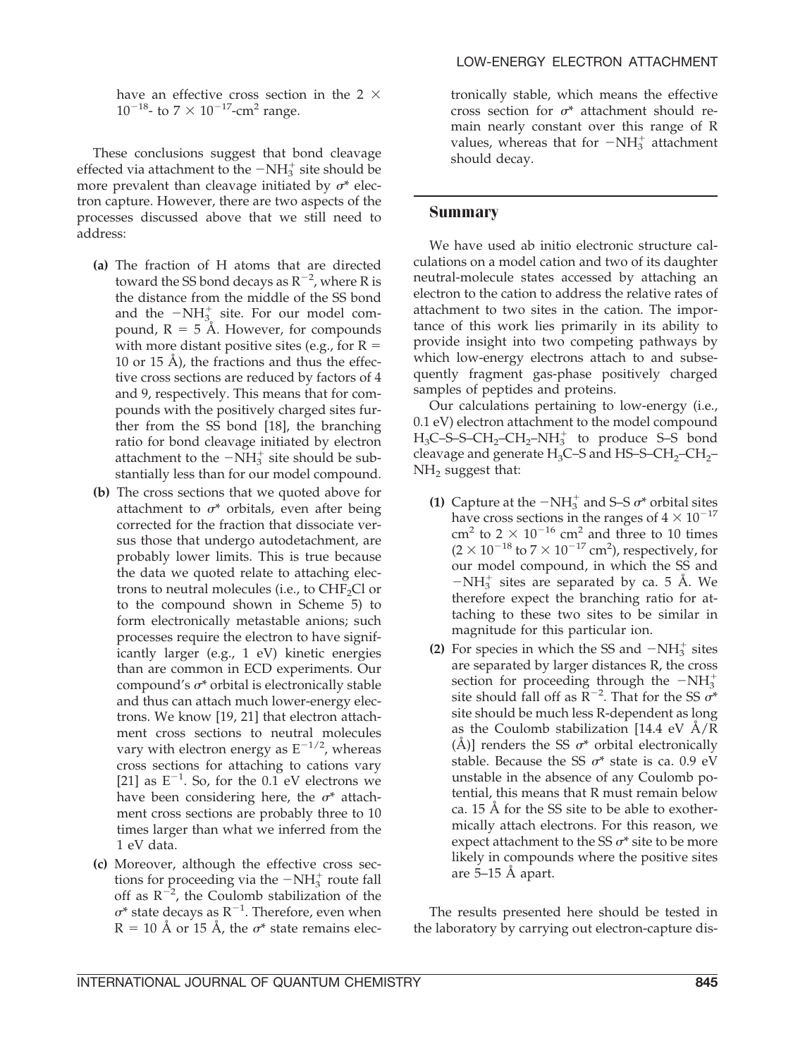have an effective cross section in the $2 \times 10^{-18}$- to $7 \times 10^{-17}$-cm$^2$ range.

These conclusions suggest that bond cleavage effected via attachment to the $-NH_3^+$ site should be more prevalent than cleavage initiated by σ* electron capture. However, there are two aspects of the processes discussed above that we still need to address:

**(a)** The fraction of H atoms that are directed toward the SS bond decays as $R^{-2}$, where R is the distance from the middle of the SS bond and the $-NH_3^+$ site. For our model compound, R = 5 Å. However, for compounds with more distant positive sites (e.g., for R = 10 or 15 Å), the fractions and thus the effective cross sections are reduced by factors of 4 and 9, respectively. This means that for compounds with the positively charged sites further from the SS bond [18], the branching ratio for bond cleavage initiated by electron attachment to the $-NH_3^+$ site should be substantially less than for our model compound.

**(b)** The cross sections that we quoted above for attachment to σ* orbitals, even after being corrected for the fraction that dissociate versus those that undergo autodetachment, are probably lower limits. This is true because the data we quoted relate to attaching electrons to neutral molecules (i.e., to $CHF_2Cl$ or to the compound shown in Scheme 5) to form electronically metastable anions; such processes require the electron to have significantly larger (e.g., 1 eV) kinetic energies than are common in ECD experiments. Our compound's σ* orbital is electronically stable and thus can attach much lower-energy electrons. We know [19, 21] that electron attachment cross sections to neutral molecules vary with electron energy as $E^{-1/2}$, whereas cross sections for attaching to cations vary [21] as $E^{-1}$. So, for the 0.1 eV electrons we have been considering here, the σ* attachment cross sections are probably three to 10 times larger than what we inferred from the 1 eV data.

**(c)** Moreover, although the effective cross sections for proceeding via the $-NH_3^+$ route fall off as $R^{-2}$, the Coulomb stabilization of the σ* state decays as $R^{-1}$. Therefore, even when R = 10 Å or 15 Å, the σ* state remains electronically stable, which means the effective cross section for σ* attachment should remain nearly constant over this range of R values, whereas that for $-NH_3^+$ attachment should decay.

## Summary

We have used ab initio electronic structure calculations on a model cation and two of its daughter neutral-molecule states accessed by attaching an electron to the cation to address the relative rates of attachment to two sites in the cation. The importance of this work lies primarily in its ability to provide insight into two competing pathways by which low-energy electrons attach to and subsequently fragment gas-phase positively charged samples of peptides and proteins.

Our calculations pertaining to low-energy (i.e., 0.1 eV) electron attachment to the model compound $H_3C$–S–S–$CH_2$–$CH_2$–$NH_3^+$ to produce S–S bond cleavage and generate $H_3C$–S and HS–S–$CH_2$–$CH_2$–$NH_2$ suggest that:

**(1)** Capture at the $-NH_3^+$ and S–S σ* orbital sites have cross sections in the ranges of $4 \times 10^{-17}$ cm$^2$ to $2 \times 10^{-16}$ cm$^2$ and three to 10 times ($2 \times 10^{-18}$ to $7 \times 10^{-17}$ cm$^2$), respectively, for our model compound, in which the SS and $-NH_3^+$ sites are separated by ca. 5 Å. We therefore expect the branching ratio for attaching to these two sites to be similar in magnitude for this particular ion.

**(2)** For species in which the SS and $-NH_3^+$ sites are separated by larger distances R, the cross section for proceeding through the $-NH_3^+$ site should fall off as $R^{-2}$. That for the SS σ* site should be much less R-dependent as long as the Coulomb stabilization [14.4 eV Å/R (Å)] renders the SS σ* orbital electronically stable. Because the SS σ* state is ca. 0.9 eV unstable in the absence of any Coulomb potential, this means that R must remain below ca. 15 Å for the SS site to be able to exothermically attach electrons. For this reason, we expect attachment to the SS σ* site to be more likely in compounds where the positive sites are 5–15 Å apart.

The results presented here should be tested in the laboratory by carrying out electron-capture dis-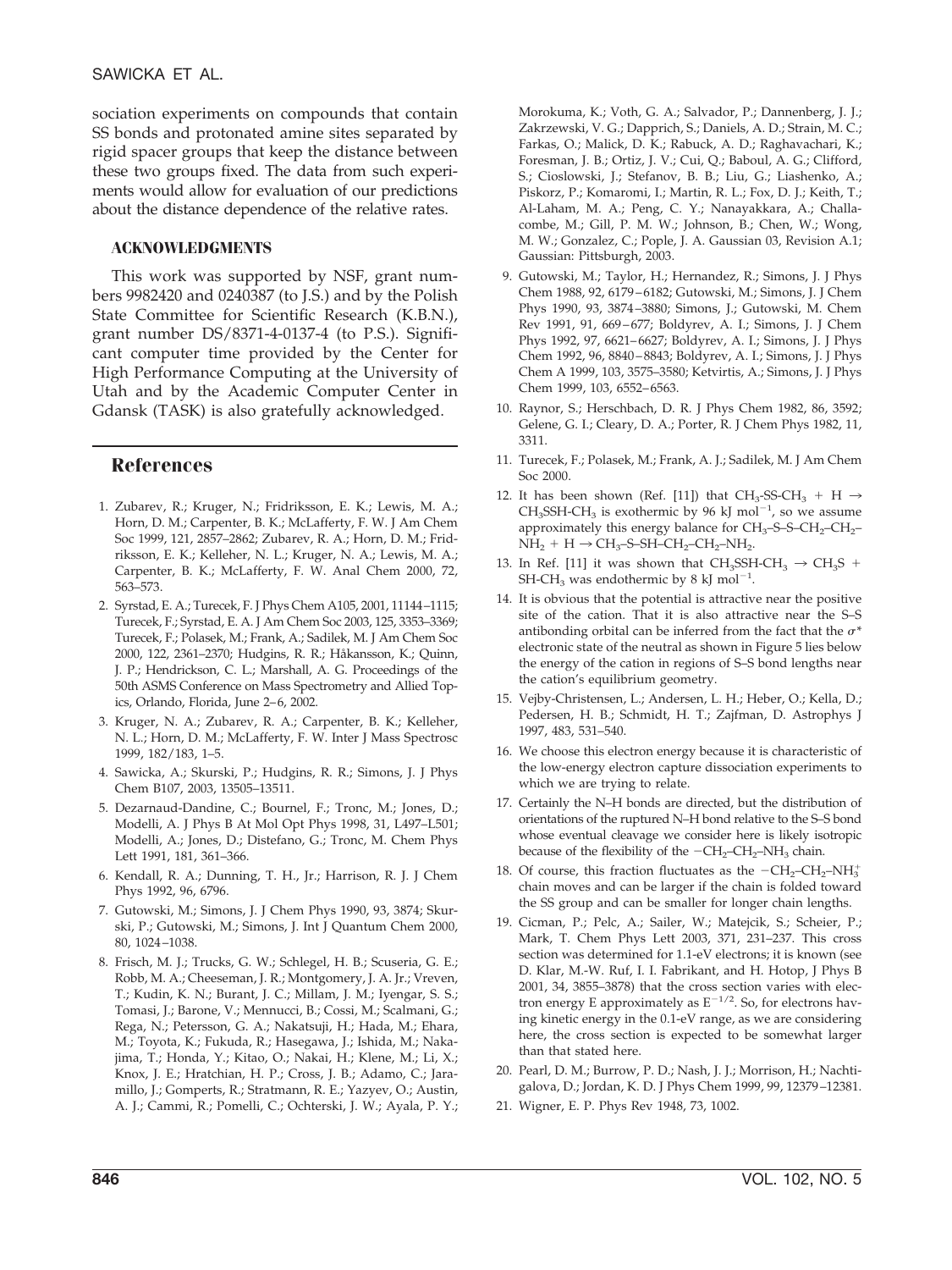sociation experiments on compounds that contain SS bonds and protonated amine sites separated by rigid spacer groups that keep the distance between these two groups fixed. The data from such experiments would allow for evaluation of our predictions about the distance dependence of the relative rates.

### ACKNOWLEDGMENTS

This work was supported by NSF, grant numbers 9982420 and 0240387 (to J.S.) and by the Polish State Committee for Scientific Research (K.B.N.), grant number DS/8371-4-0137-4 (to P.S.). Significant computer time provided by the Center for High Performance Computing at the University of Utah and by the Academic Computer Center in Gdansk (TASK) is also gratefully acknowledged.

## References

1. Zubarev, R.; Kruger, N.; Fridriksson, E. K.; Lewis, M. A.; Horn, D. M.; Carpenter, B. K.; McLafferty, F. W. J Am Chem Soc 1999, 121, 2857–2862; Zubarev, R. A.; Horn, D. M.; Fridriksson, E. K.; Kelleher, N. L.; Kruger, N. A.; Lewis, M. A.; Carpenter, B. K.; McLafferty, F. W. Anal Chem 2000, 72, 563–573.
2. Syrstad, E. A.; Turecek, F. J Phys Chem A105, 2001, 11144–1115; Turecek, F.; Syrstad, E. A. J Am Chem Soc 2003, 125, 3353–3369; Turecek, F.; Polasek, M.; Frank, A.; Sadilek, M. J Am Chem Soc 2000, 122, 2361–2370; Hudgins, R. R.; Håkansson, K.; Quinn, J. P.; Hendrickson, C. L.; Marshall, A. G. Proceedings of the 50th ASMS Conference on Mass Spectrometry and Allied Topics, Orlando, Florida, June 2–6, 2002.
3. Kruger, N. A.; Zubarev, R. A.; Carpenter, B. K.; Kelleher, N. L.; Horn, D. M.; McLafferty, F. W. Inter J Mass Spectrosc 1999, 182/183, 1–5.
4. Sawicka, A.; Skurski, P.; Hudgins, R. R.; Simons, J. J Phys Chem B107, 2003, 13505–13511.
5. Dezarnaud-Dandine, C.; Bournel, F.; Tronc, M.; Jones, D.; Modelli, A. J Phys B At Mol Opt Phys 1998, 31, L497–L501; Modelli, A.; Jones, D.; Distefano, G.; Tronc, M. Chem Phys Lett 1991, 181, 361–366.
6. Kendall, R. A.; Dunning, T. H., Jr.; Harrison, R. J. J Chem Phys 1992, 96, 6796.
7. Gutowski, M.; Simons, J. J Chem Phys 1990, 93, 3874; Skurski, P.; Gutowski, M.; Simons, J. Int J Quantum Chem 2000, 80, 1024–1038.
8. Frisch, M. J.; Trucks, G. W.; Schlegel, H. B.; Scuseria, G. E.; Robb, M. A.; Cheeseman, J. R.; Montgomery, J. A. Jr.; Vreven, T.; Kudin, K. N.; Burant, J. C.; Millam, J. M.; Iyengar, S. S.; Tomasi, J.; Barone, V.; Mennucci, B.; Cossi, M.; Scalmani, G.; Rega, N.; Petersson, G. A.; Nakatsuji, H.; Hada, M.; Ehara, M.; Toyota, K.; Fukuda, R.; Hasegawa, J.; Ishida, M.; Nakajima, T.; Honda, Y.; Kitao, O.; Nakai, H.; Klene, M.; Li, X.; Knox, J. E.; Hratchian, H. P.; Cross, J. B.; Adamo, C.; Jaramillo, J.; Gomperts, R.; Stratmann, R. E.; Yazyev, O.; Austin, A. J.; Cammi, R.; Pomelli, C.; Ochterski, J. W.; Ayala, P. Y.; Morokuma, K.; Voth, G. A.; Salvador, P.; Dannenberg, J. J.; Zakrzewski, V. G.; Dapprich, S.; Daniels, A. D.; Strain, M. C.; Farkas, O.; Malick, D. K.; Rabuck, A. D.; Raghavachari, K.; Foresman, J. B.; Ortiz, J. V.; Cui, Q.; Baboul, A. G.; Clifford, S.; Cioslowski, J.; Stefanov, B. B.; Liu, G.; Liashenko, A.; Piskorz, P.; Komaromi, I.; Martin, R. L.; Fox, D. J.; Keith, T.; Al-Laham, M. A.; Peng, C. Y.; Nanayakkara, A.; Challacombe, M.; Gill, P. M. W.; Johnson, B.; Chen, W.; Wong, M. W.; Gonzalez, C.; Pople, J. A. Gaussian 03, Revision A.1; Gaussian: Pittsburgh, 2003.
9. Gutowski, M.; Taylor, H.; Hernandez, R.; Simons, J. J Phys Chem 1988, 92, 6179–6182; Gutowski, M.; Simons, J. J Chem Phys 1990, 93, 3874–3880; Simons, J.; Gutowski, M. Chem Rev 1991, 91, 669–677; Boldyrev, A. I.; Simons, J. J Chem Phys 1992, 97, 6621–6627; Boldyrev, A. I.; Simons, J. J Phys Chem 1992, 96, 8840–8843; Boldyrev, A. I.; Simons, J. J Phys Chem A 1999, 103, 3575–3580; Ketvirtis, A.; Simons, J. J Phys Chem 1999, 103, 6552–6563.
10. Raynor, S.; Herschbach, D. R. J Phys Chem 1982, 86, 3592; Gelene, G. I.; Cleary, D. A.; Porter, R. J Chem Phys 1982, 11, 3311.
11. Turecek, F.; Polasek, M.; Frank, A. J.; Sadilek, M. J Am Chem Soc 2000.
12. It has been shown (Ref. [11]) that $CH_3$-SS-$CH_3$ + H $\rightarrow$ $CH_3$SSH-$CH_3$ is exothermic by 96 kJ mol$^{-1}$, so we assume approximately this energy balance for $CH_3$–S–S–$CH_2$–$CH_2$–$NH_2$ + H $\rightarrow$ $CH_3$–S–SH–$CH_2$–$CH_2$–$NH_2$.
13. In Ref. [11] it was shown that $CH_3$SSH-$CH_3$ $\rightarrow$ $CH_3$S + SH-$CH_3$ was endothermic by 8 kJ mol$^{-1}$.
14. It is obvious that the potential is attractive near the positive site of the cation. That it is also attractive near the S–S antibonding orbital can be inferred from the fact that the $\sigma^*$ electronic state of the neutral as shown in Figure 5 lies below the energy of the cation in regions of S–S bond lengths near the cation's equilibrium geometry.
15. Vejby-Christensen, L.; Andersen, L. H.; Heber, O.; Kella, D.; Pedersen, H. B.; Schmidt, H. T.; Zajfman, D. Astrophys J 1997, 483, 531–540.
16. We choose this electron energy because it is characteristic of the low-energy electron capture dissociation experiments to which we are trying to relate.
17. Certainly the N–H bonds are directed, but the distribution of orientations of the ruptured N–H bond relative to the S–S bond whose eventual cleavage we consider here is likely isotropic because of the flexibility of the $-CH_2$–$CH_2$–$NH_3$ chain.
18. Of course, this fraction fluctuates as the $-CH_2$–$CH_2$–$NH_3^+$ chain moves and can be larger if the chain is folded toward the SS group and can be smaller for longer chain lengths.
19. Cicman, P.; Pelc, A.; Sailer, W.; Matejcik, S.; Scheier, P.; Mark, T. Chem Phys Lett 2003, 371, 231–237. This cross section was determined for 1.1-eV electrons; it is known (see D. Klar, M.-W. Ruf, I. I. Fabrikant, and H. Hotop, J Phys B 2001, 34, 3855–3878) that the cross section varies with electron energy E approximately as $E^{-1/2}$. So, for electrons having kinetic energy in the 0.1-eV range, as we are considering here, the cross section is expected to be somewhat larger than that stated here.
20. Pearl, D. M.; Burrow, P. D.; Nash, J. J.; Morrison, H.; Nachtigalova, D.; Jordan, K. D. J Phys Chem 1999, 99, 12379–12381.
21. Wigner, E. P. Phys Rev 1948, 73, 1002.